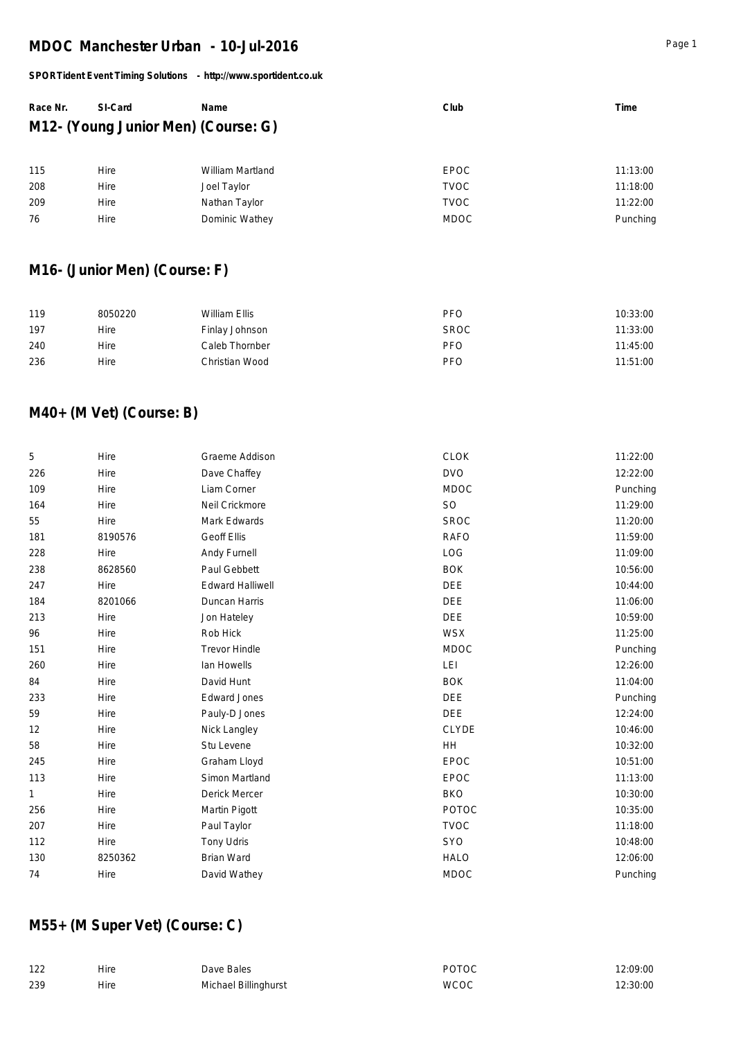# MDOC Manchester Urban - 10-Jul-2016

**SPORTident Event Timing Solutions - http://www.sportident.co.uk**

## M12- (Young Junior Men) (Course: G)

| Race Nr. | SI-Card | Name | Club | Time |
|---|---|---|---|---|
| 115 | Hire | William Martland | EPOC | 11:13:00 |
| 208 | Hire | Joel Taylor | TVOC | 11:18:00 |
| 209 | Hire | Nathan Taylor | TVOC | 11:22:00 |
| 76 | Hire | Dominic Wathey | MDOC | Punching |

## M16- (Junior Men) (Course: F)

| Race Nr. | SI-Card | Name | Club | Time |
|---|---|---|---|---|
| 119 | 8050220 | William Ellis | PFO | 10:33:00 |
| 197 | Hire | Finlay Johnson | SROC | 11:33:00 |
| 240 | Hire | Caleb Thornber | PFO | 11:45:00 |
| 236 | Hire | Christian Wood | PFO | 11:51:00 |

## M40+ (M Vet) (Course: B)

| Race Nr. | SI-Card | Name | Club | Time |
|---|---|---|---|---|
| 5 | Hire | Graeme Addison | CLOK | 11:22:00 |
| 226 | Hire | Dave Chaffey | DVO | 12:22:00 |
| 109 | Hire | Liam Corner | MDOC | Punching |
| 164 | Hire | Neil Crickmore | SO | 11:29:00 |
| 55 | Hire | Mark Edwards | SROC | 11:20:00 |
| 181 | 8190576 | Geoff Ellis | RAFO | 11:59:00 |
| 228 | Hire | Andy Furnell | LOG | 11:09:00 |
| 238 | 8628560 | Paul Gebbett | BOK | 10:56:00 |
| 247 | Hire | Edward Halliwell | DEE | 10:44:00 |
| 184 | 8201066 | Duncan Harris | DEE | 11:06:00 |
| 213 | Hire | Jon Hateley | DEE | 10:59:00 |
| 96 | Hire | Rob Hick | WSX | 11:25:00 |
| 151 | Hire | Trevor Hindle | MDOC | Punching |
| 260 | Hire | Ian Howells | LEI | 12:26:00 |
| 84 | Hire | David Hunt | BOK | 11:04:00 |
| 233 | Hire | Edward Jones | DEE | Punching |
| 59 | Hire | Pauly-D Jones | DEE | 12:24:00 |
| 12 | Hire | Nick Langley | CLYDE | 10:46:00 |
| 58 | Hire | Stu Levene | HH | 10:32:00 |
| 245 | Hire | Graham Lloyd | EPOC | 10:51:00 |
| 113 | Hire | Simon Martland | EPOC | 11:13:00 |
| 1 | Hire | Derick Mercer | BKO | 10:30:00 |
| 256 | Hire | Martin Pigott | POTOC | 10:35:00 |
| 207 | Hire | Paul Taylor | TVOC | 11:18:00 |
| 112 | Hire | Tony Udris | SYO | 10:48:00 |
| 130 | 8250362 | Brian Ward | HALO | 12:06:00 |
| 74 | Hire | David Wathey | MDOC | Punching |

## M55+ (M Super Vet) (Course: C)

| Race Nr. | SI-Card | Name | Club | Time |
|---|---|---|---|---|
| 122 | Hire | Dave Bales | POTOC | 12:09:00 |
| 239 | Hire | Michael Billinghurst | WCOC | 12:30:00 |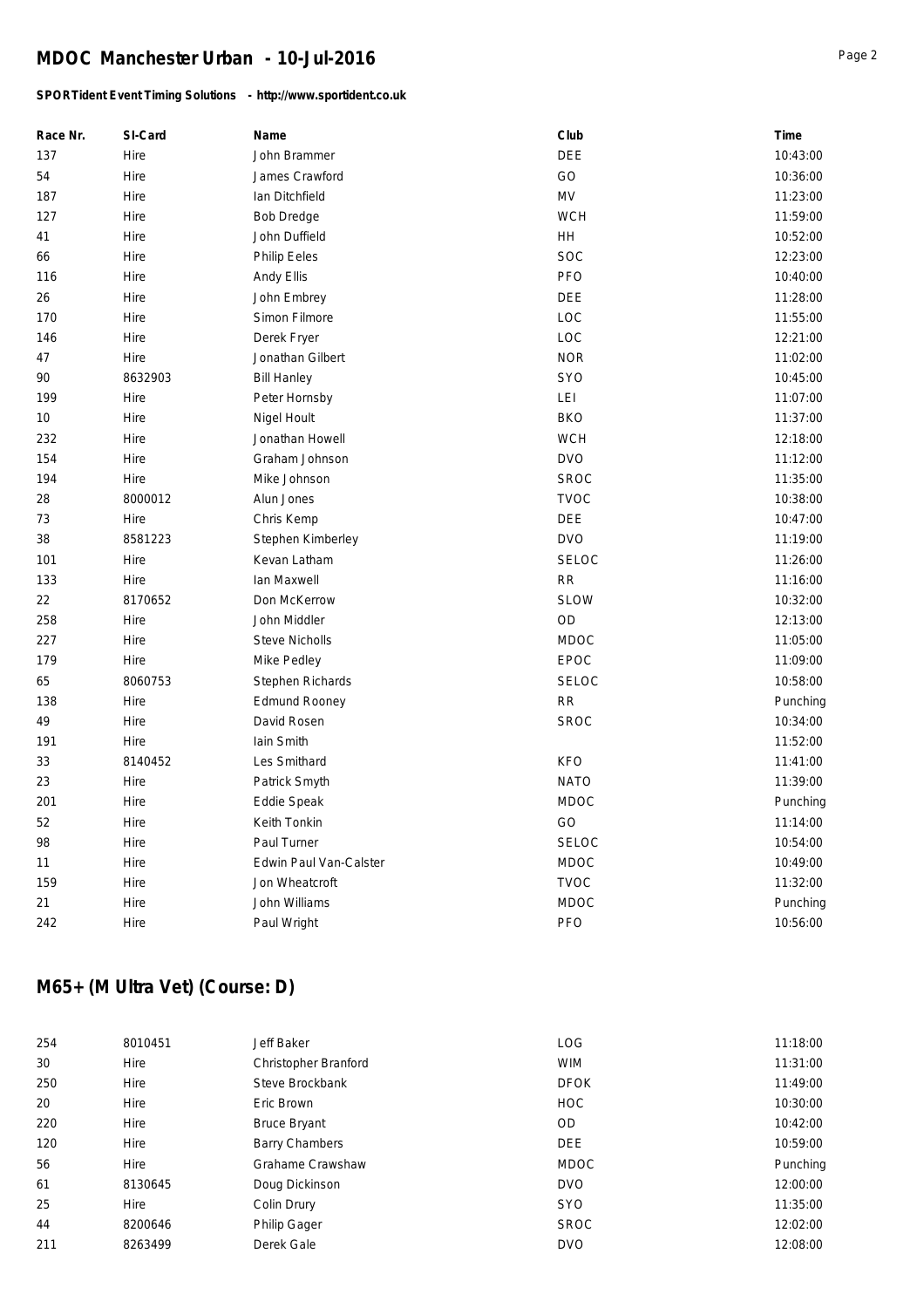# MDOC Manchester Urban - 10-Jul-2016

**SPORTident Event Timing Solutions - http://www.sportident.co.uk**

| Race Nr. | SI-Card | Name | Club | Time |
|---|---|---|---|---|
| 137 | Hire | John Brammer | DEE | 10:43:00 |
| 54 | Hire | James Crawford | GO | 10:36:00 |
| 187 | Hire | Ian Ditchfield | MV | 11:23:00 |
| 127 | Hire | Bob Dredge | WCH | 11:59:00 |
| 41 | Hire | John Duffield | HH | 10:52:00 |
| 66 | Hire | Philip Eeles | SOC | 12:23:00 |
| 116 | Hire | Andy Ellis | PFO | 10:40:00 |
| 26 | Hire | John Embrey | DEE | 11:28:00 |
| 170 | Hire | Simon Filmore | LOC | 11:55:00 |
| 146 | Hire | Derek Fryer | LOC | 12:21:00 |
| 47 | Hire | Jonathan Gilbert | NOR | 11:02:00 |
| 90 | 8632903 | Bill Hanley | SYO | 10:45:00 |
| 199 | Hire | Peter Hornsby | LEI | 11:07:00 |
| 10 | Hire | Nigel Hoult | BKO | 11:37:00 |
| 232 | Hire | Jonathan Howell | WCH | 12:18:00 |
| 154 | Hire | Graham Johnson | DVO | 11:12:00 |
| 194 | Hire | Mike Johnson | SROC | 11:35:00 |
| 28 | 8000012 | Alun Jones | TVOC | 10:38:00 |
| 73 | Hire | Chris Kemp | DEE | 10:47:00 |
| 38 | 8581223 | Stephen Kimberley | DVO | 11:19:00 |
| 101 | Hire | Kevan Latham | SELOC | 11:26:00 |
| 133 | Hire | Ian Maxwell | RR | 11:16:00 |
| 22 | 8170652 | Don McKerrow | SLOW | 10:32:00 |
| 258 | Hire | John Middler | OD | 12:13:00 |
| 227 | Hire | Steve Nicholls | MDOC | 11:05:00 |
| 179 | Hire | Mike Pedley | EPOC | 11:09:00 |
| 65 | 8060753 | Stephen Richards | SELOC | 10:58:00 |
| 138 | Hire | Edmund Rooney | RR | Punching |
| 49 | Hire | David Rosen | SROC | 10:34:00 |
| 191 | Hire | Iain Smith | | 11:52:00 |
| 33 | 8140452 | Les Smithard | KFO | 11:41:00 |
| 23 | Hire | Patrick Smyth | NATO | 11:39:00 |
| 201 | Hire | Eddie Speak | MDOC | Punching |
| 52 | Hire | Keith Tonkin | GO | 11:14:00 |
| 98 | Hire | Paul Turner | SELOC | 10:54:00 |
| 11 | Hire | Edwin Paul Van-Calster | MDOC | 10:49:00 |
| 159 | Hire | Jon Wheatcroft | TVOC | 11:32:00 |
| 21 | Hire | John Williams | MDOC | Punching |
| 242 | Hire | Paul Wright | PFO | 10:56:00 |

## M65+ (M Ultra Vet) (Course: D)

| Race Nr. | SI-Card | Name | Club | Time |
|---|---|---|---|---|
| 254 | 8010451 | Jeff Baker | LOG | 11:18:00 |
| 30 | Hire | Christopher Branford | WIM | 11:31:00 |
| 250 | Hire | Steve Brockbank | DFOK | 11:49:00 |
| 20 | Hire | Eric Brown | HOC | 10:30:00 |
| 220 | Hire | Bruce Bryant | OD | 10:42:00 |
| 120 | Hire | Barry Chambers | DEE | 10:59:00 |
| 56 | Hire | Grahame Crawshaw | MDOC | Punching |
| 61 | 8130645 | Doug Dickinson | DVO | 12:00:00 |
| 25 | Hire | Colin Drury | SYO | 11:35:00 |
| 44 | 8200646 | Philip Gager | SROC | 12:02:00 |
| 211 | 8263499 | Derek Gale | DVO | 12:08:00 |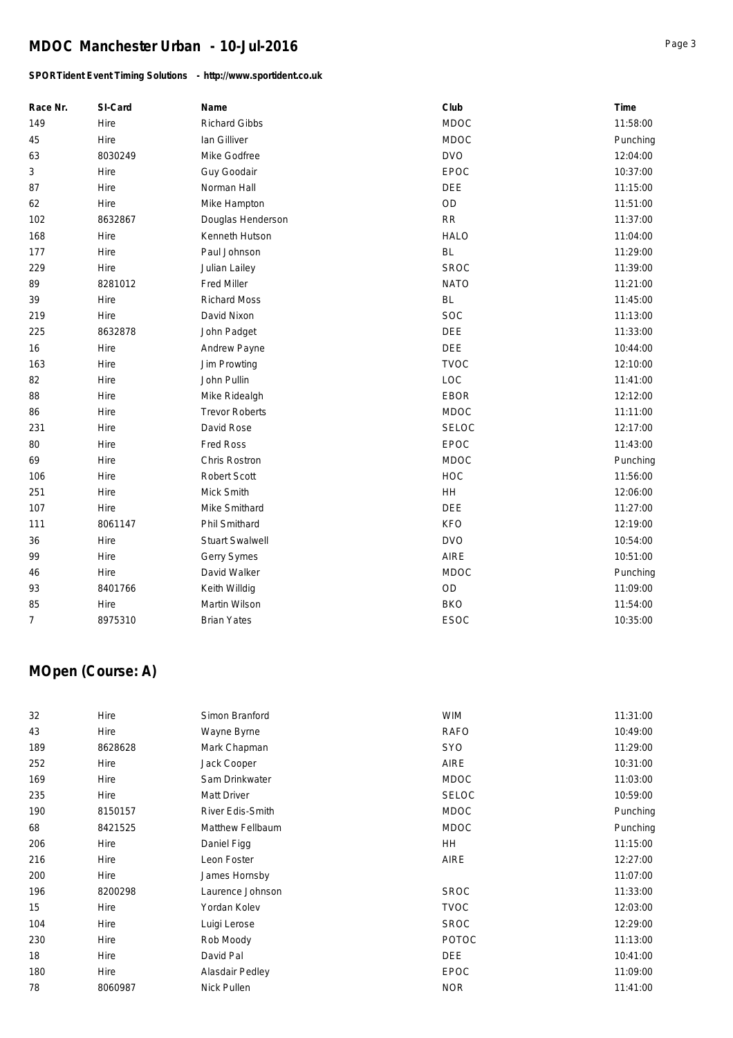# MDOC Manchester Urban - 10-Jul-2016

**SPORTident Event Timing Solutions - http://www.sportident.co.uk**

| Race Nr. | SI-Card | Name | Club | Time |
|---|---|---|---|---|
| 149 | Hire | Richard Gibbs | MDOC | 11:58:00 |
| 45 | Hire | Ian Gilliver | MDOC | Punching |
| 63 | 8030249 | Mike Godfree | DVO | 12:04:00 |
| 3 | Hire | Guy Goodair | EPOC | 10:37:00 |
| 87 | Hire | Norman Hall | DEE | 11:15:00 |
| 62 | Hire | Mike Hampton | OD | 11:51:00 |
| 102 | 8632867 | Douglas Henderson | RR | 11:37:00 |
| 168 | Hire | Kenneth Hutson | HALO | 11:04:00 |
| 177 | Hire | Paul Johnson | BL | 11:29:00 |
| 229 | Hire | Julian Lailey | SROC | 11:39:00 |
| 89 | 8281012 | Fred Miller | NATO | 11:21:00 |
| 39 | Hire | Richard Moss | BL | 11:45:00 |
| 219 | Hire | David Nixon | SOC | 11:13:00 |
| 225 | 8632878 | John Padget | DEE | 11:33:00 |
| 16 | Hire | Andrew Payne | DEE | 10:44:00 |
| 163 | Hire | Jim Prowting | TVOC | 12:10:00 |
| 82 | Hire | John Pullin | LOC | 11:41:00 |
| 88 | Hire | Mike Ridealgh | EBOR | 12:12:00 |
| 86 | Hire | Trevor Roberts | MDOC | 11:11:00 |
| 231 | Hire | David Rose | SELOC | 12:17:00 |
| 80 | Hire | Fred Ross | EPOC | 11:43:00 |
| 69 | Hire | Chris Rostron | MDOC | Punching |
| 106 | Hire | Robert Scott | HOC | 11:56:00 |
| 251 | Hire | Mick Smith | HH | 12:06:00 |
| 107 | Hire | Mike Smithard | DEE | 11:27:00 |
| 111 | 8061147 | Phil Smithard | KFO | 12:19:00 |
| 36 | Hire | Stuart Swalwell | DVO | 10:54:00 |
| 99 | Hire | Gerry Symes | AIRE | 10:51:00 |
| 46 | Hire | David Walker | MDOC | Punching |
| 93 | 8401766 | Keith Willdig | OD | 11:09:00 |
| 85 | Hire | Martin Wilson | BKO | 11:54:00 |
| 7 | 8975310 | Brian Yates | ESOC | 10:35:00 |

## MOpen (Course: A)

| Race Nr. | SI-Card | Name | Club | Time |
|---|---|---|---|---|
| 32 | Hire | Simon Branford | WIM | 11:31:00 |
| 43 | Hire | Wayne Byrne | RAFO | 10:49:00 |
| 189 | 8628628 | Mark Chapman | SYO | 11:29:00 |
| 252 | Hire | Jack Cooper | AIRE | 10:31:00 |
| 169 | Hire | Sam Drinkwater | MDOC | 11:03:00 |
| 235 | Hire | Matt Driver | SELOC | 10:59:00 |
| 190 | 8150157 | River Edis-Smith | MDOC | Punching |
| 68 | 8421525 | Matthew Fellbaum | MDOC | Punching |
| 206 | Hire | Daniel Figg | HH | 11:15:00 |
| 216 | Hire | Leon Foster | AIRE | 12:27:00 |
| 200 | Hire | James Hornsby | | 11:07:00 |
| 196 | 8200298 | Laurence Johnson | SROC | 11:33:00 |
| 15 | Hire | Yordan Kolev | TVOC | 12:03:00 |
| 104 | Hire | Luigi Lerose | SROC | 12:29:00 |
| 230 | Hire | Rob Moody | POTOC | 11:13:00 |
| 18 | Hire | David Pal | DEE | 10:41:00 |
| 180 | Hire | Alasdair Pedley | EPOC | 11:09:00 |
| 78 | 8060987 | Nick Pullen | NOR | 11:41:00 |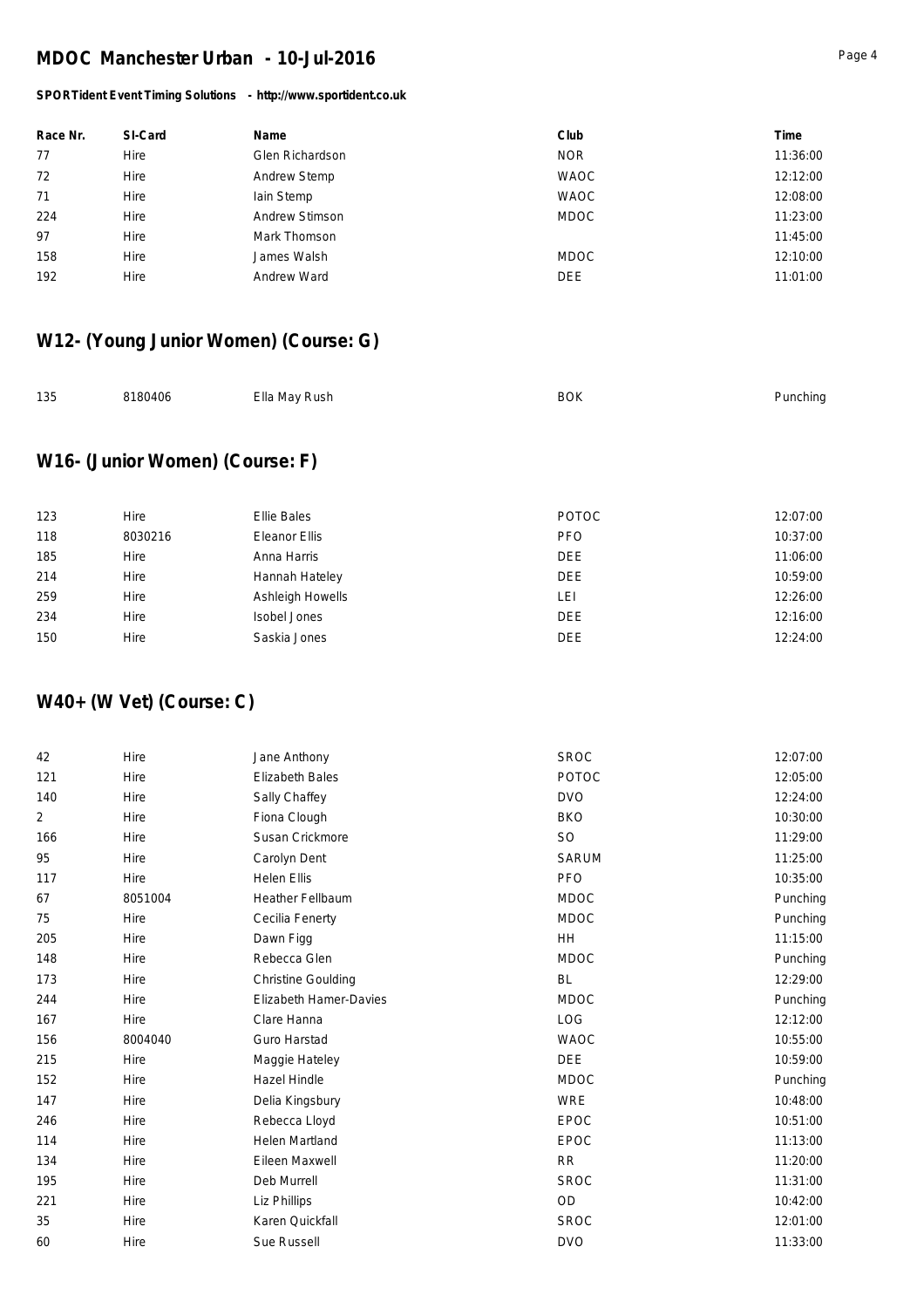| Race Nr. | SI-Card | Name | Club | Time |
|---|---|---|---|---|
| 77 | Hire | Glen Richardson | NOR | 11:36:00 |
| 72 | Hire | Andrew Stemp | WAOC | 12:12:00 |
| 71 | Hire | Iain Stemp | WAOC | 12:08:00 |
| 224 | Hire | Andrew Stimson | MDOC | 11:23:00 |
| 97 | Hire | Mark Thomson | | 11:45:00 |
| 158 | Hire | James Walsh | MDOC | 12:10:00 |
| 192 | Hire | Andrew Ward | DEE | 11:01:00 |

## W12- (Young Junior Women) (Course: G)

| Race Nr. | SI-Card | Name | Club | Time |
|---|---|---|---|---|
| 135 | 8180406 | Ella May Rush | BOK | Punching |

## W16- (Junior Women) (Course: F)

| Race Nr. | SI-Card | Name | Club | Time |
|---|---|---|---|---|
| 123 | Hire | Ellie Bales | POTOC | 12:07:00 |
| 118 | 8030216 | Eleanor Ellis | PFO | 10:37:00 |
| 185 | Hire | Anna Harris | DEE | 11:06:00 |
| 214 | Hire | Hannah Hateley | DEE | 10:59:00 |
| 259 | Hire | Ashleigh Howells | LEI | 12:26:00 |
| 234 | Hire | Isobel Jones | DEE | 12:16:00 |
| 150 | Hire | Saskia Jones | DEE | 12:24:00 |

## W40+ (W Vet) (Course: C)

| Race Nr. | SI-Card | Name | Club | Time |
|---|---|---|---|---|
| 42 | Hire | Jane Anthony | SROC | 12:07:00 |
| 121 | Hire | Elizabeth Bales | POTOC | 12:05:00 |
| 140 | Hire | Sally Chaffey | DVO | 12:24:00 |
| 2 | Hire | Fiona Clough | BKO | 10:30:00 |
| 166 | Hire | Susan Crickmore | SO | 11:29:00 |
| 95 | Hire | Carolyn Dent | SARUM | 11:25:00 |
| 117 | Hire | Helen Ellis | PFO | 10:35:00 |
| 67 | 8051004 | Heather Fellbaum | MDOC | Punching |
| 75 | Hire | Cecilia Fenerty | MDOC | Punching |
| 205 | Hire | Dawn Figg | HH | 11:15:00 |
| 148 | Hire | Rebecca Glen | MDOC | Punching |
| 173 | Hire | Christine Goulding | BL | 12:29:00 |
| 244 | Hire | Elizabeth Hamer-Davies | MDOC | Punching |
| 167 | Hire | Clare Hanna | LOG | 12:12:00 |
| 156 | 8004040 | Guro Harstad | WAOC | 10:55:00 |
| 215 | Hire | Maggie Hateley | DEE | 10:59:00 |
| 152 | Hire | Hazel Hindle | MDOC | Punching |
| 147 | Hire | Delia Kingsbury | WRE | 10:48:00 |
| 246 | Hire | Rebecca Lloyd | EPOC | 10:51:00 |
| 114 | Hire | Helen Martland | EPOC | 11:13:00 |
| 134 | Hire | Eileen Maxwell | RR | 11:20:00 |
| 195 | Hire | Deb Murrell | SROC | 11:31:00 |
| 221 | Hire | Liz Phillips | OD | 10:42:00 |
| 35 | Hire | Karen Quickfall | SROC | 12:01:00 |
| 60 | Hire | Sue Russell | DVO | 11:33:00 |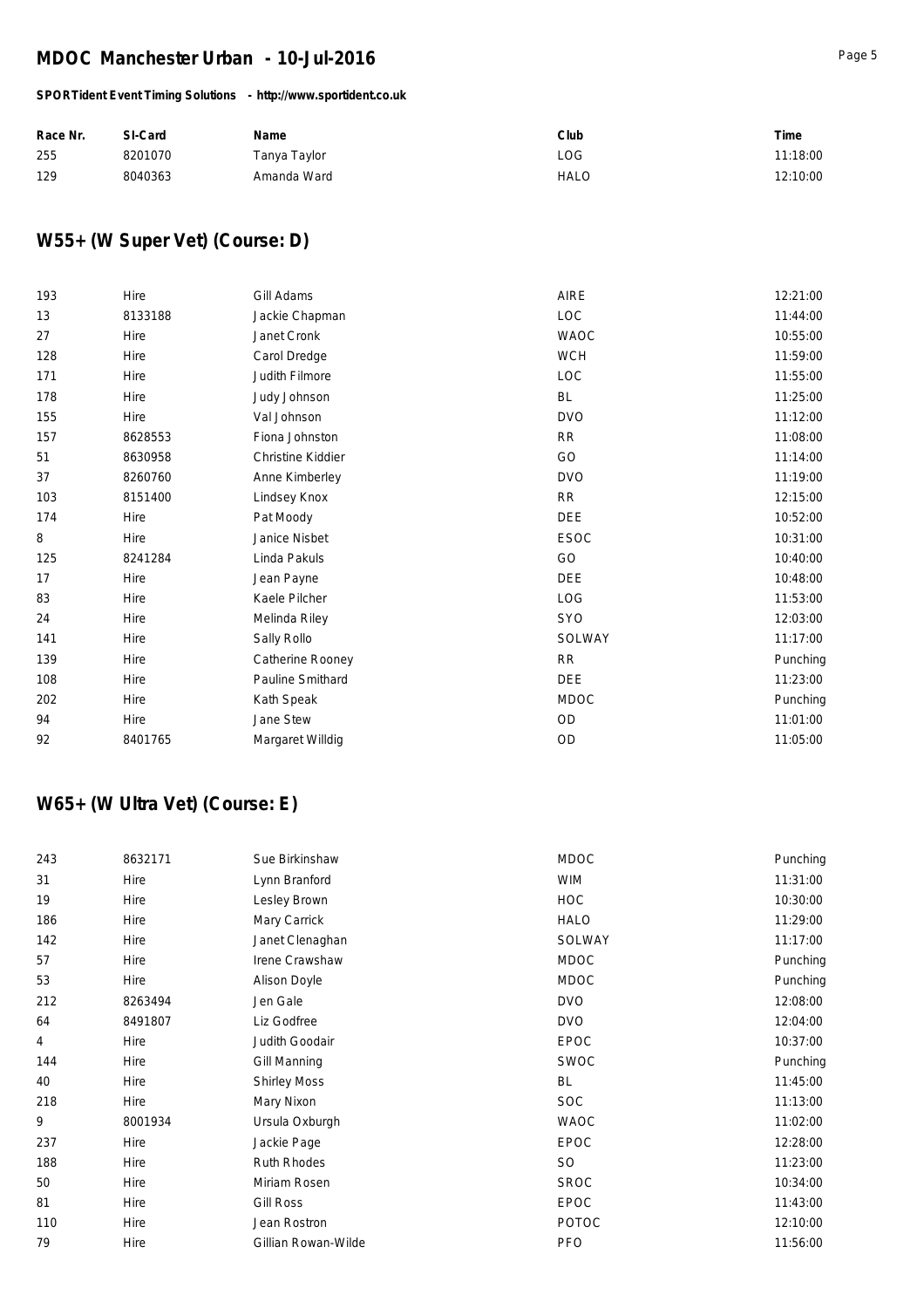| Race Nr. | SI-Card | Name | Club | Time |
|---|---|---|---|---|
| 255 | 8201070 | Tanya Taylor | LOG | 11:18:00 |
| 129 | 8040363 | Amanda Ward | HALO | 12:10:00 |

## W55+ (W Super Vet) (Course: D)

| Race Nr. | SI-Card | Name | Club | Time |
|---|---|---|---|---|
| 193 | Hire | Gill Adams | AIRE | 12:21:00 |
| 13 | 8133188 | Jackie Chapman | LOC | 11:44:00 |
| 27 | Hire | Janet Cronk | WAOC | 10:55:00 |
| 128 | Hire | Carol Dredge | WCH | 11:59:00 |
| 171 | Hire | Judith Filmore | LOC | 11:55:00 |
| 178 | Hire | Judy Johnson | BL | 11:25:00 |
| 155 | Hire | Val Johnson | DVO | 11:12:00 |
| 157 | 8628553 | Fiona Johnston | RR | 11:08:00 |
| 51 | 8630958 | Christine Kiddier | GO | 11:14:00 |
| 37 | 8260760 | Anne Kimberley | DVO | 11:19:00 |
| 103 | 8151400 | Lindsey Knox | RR | 12:15:00 |
| 174 | Hire | Pat Moody | DEE | 10:52:00 |
| 8 | Hire | Janice Nisbet | ESOC | 10:31:00 |
| 125 | 8241284 | Linda Pakuls | GO | 10:40:00 |
| 17 | Hire | Jean Payne | DEE | 10:48:00 |
| 83 | Hire | Kaele Pilcher | LOG | 11:53:00 |
| 24 | Hire | Melinda Riley | SYO | 12:03:00 |
| 141 | Hire | Sally Rollo | SOLWAY | 11:17:00 |
| 139 | Hire | Catherine Rooney | RR | Punching |
| 108 | Hire | Pauline Smithard | DEE | 11:23:00 |
| 202 | Hire | Kath Speak | MDOC | Punching |
| 94 | Hire | Jane Stew | OD | 11:01:00 |
| 92 | 8401765 | Margaret Willdig | OD | 11:05:00 |

## W65+ (W Ultra Vet) (Course: E)

| Race Nr. | SI-Card | Name | Club | Time |
|---|---|---|---|---|
| 243 | 8632171 | Sue Birkinshaw | MDOC | Punching |
| 31 | Hire | Lynn Branford | WIM | 11:31:00 |
| 19 | Hire | Lesley Brown | HOC | 10:30:00 |
| 186 | Hire | Mary Carrick | HALO | 11:29:00 |
| 142 | Hire | Janet Clenaghan | SOLWAY | 11:17:00 |
| 57 | Hire | Irene Crawshaw | MDOC | Punching |
| 53 | Hire | Alison Doyle | MDOC | Punching |
| 212 | 8263494 | Jen Gale | DVO | 12:08:00 |
| 64 | 8491807 | Liz Godfree | DVO | 12:04:00 |
| 4 | Hire | Judith Goodair | EPOC | 10:37:00 |
| 144 | Hire | Gill Manning | SWOC | Punching |
| 40 | Hire | Shirley Moss | BL | 11:45:00 |
| 218 | Hire | Mary Nixon | SOC | 11:13:00 |
| 9 | 8001934 | Ursula Oxburgh | WAOC | 11:02:00 |
| 237 | Hire | Jackie Page | EPOC | 12:28:00 |
| 188 | Hire | Ruth Rhodes | SO | 11:23:00 |
| 50 | Hire | Miriam Rosen | SROC | 10:34:00 |
| 81 | Hire | Gill Ross | EPOC | 11:43:00 |
| 110 | Hire | Jean Rostron | POTOC | 12:10:00 |
| 79 | Hire | Gillian Rowan-Wilde | PFO | 11:56:00 |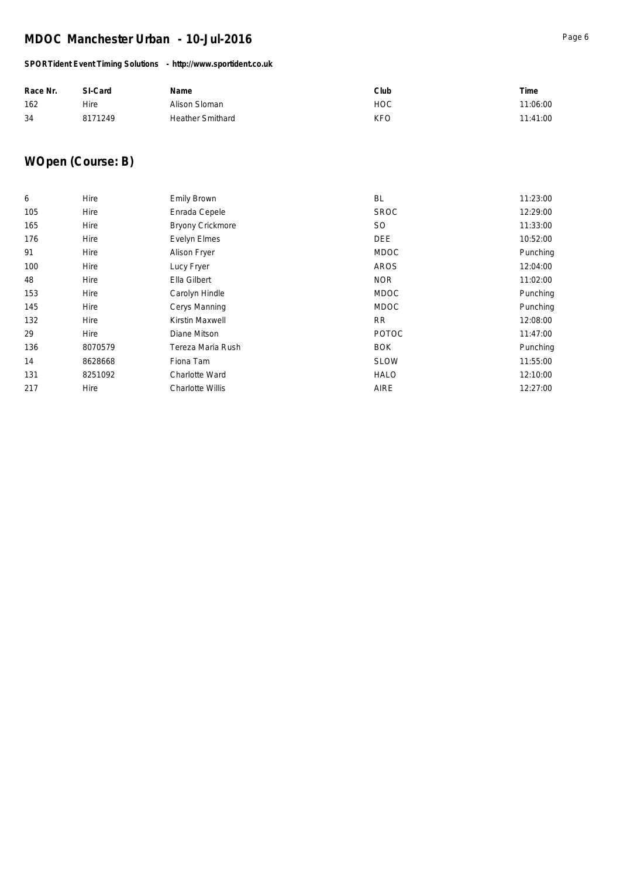# MDOC Manchester Urban - 10-Jul-2016

**SPORTident Event Timing Solutions - http://www.sportident.co.uk**

| Race Nr. | SI-Card | Name | Club | Time |
|---|---|---|---|---|
| 162 | Hire | Alison Sloman | HOC | 11:06:00 |
| 34 | 8171249 | Heather Smithard | KFO | 11:41:00 |

## WOpen (Course: B)

| | | | | |
|---|---|---|---|---|
| 6 | Hire | Emily Brown | BL | 11:23:00 |
| 105 | Hire | Enrada Cepele | SROC | 12:29:00 |
| 165 | Hire | Bryony Crickmore | SO | 11:33:00 |
| 176 | Hire | Evelyn Elmes | DEE | 10:52:00 |
| 91 | Hire | Alison Fryer | MDOC | Punching |
| 100 | Hire | Lucy Fryer | AROS | 12:04:00 |
| 48 | Hire | Ella Gilbert | NOR | 11:02:00 |
| 153 | Hire | Carolyn Hindle | MDOC | Punching |
| 145 | Hire | Cerys Manning | MDOC | Punching |
| 132 | Hire | Kirstin Maxwell | RR | 12:08:00 |
| 29 | Hire | Diane Mitson | POTOC | 11:47:00 |
| 136 | 8070579 | Tereza Maria Rush | BOK | Punching |
| 14 | 8628668 | Fiona Tam | SLOW | 11:55:00 |
| 131 | 8251092 | Charlotte Ward | HALO | 12:10:00 |
| 217 | Hire | Charlotte Willis | AIRE | 12:27:00 |